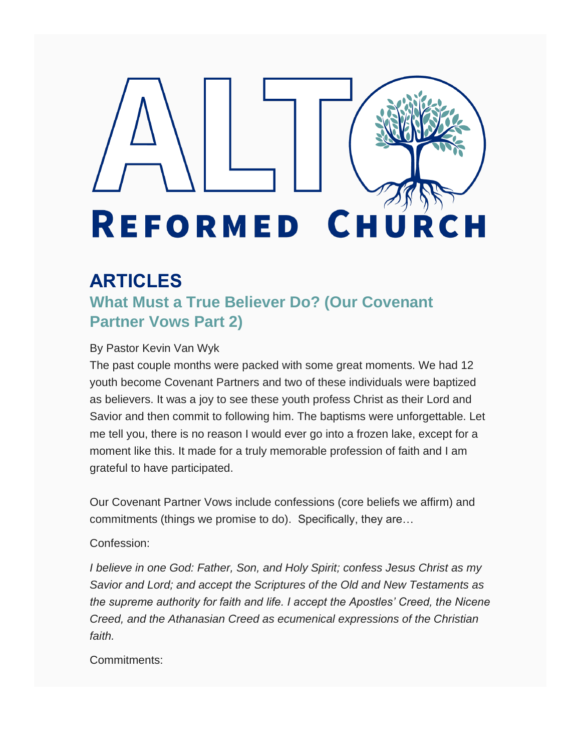# ALT Reformed Church

## ARTICLES

### What Must a True Believer Do? (Our Covenant Partner Vows Part 2)

By Pastor Kevin Van Wyk

The past couple months were packed with some great moments. We had 12 youth become Covenant Partners and two of these individuals were baptized as believers. It was a joy to see these youth profess Christ as their Lord and Savior and then commit to following him. The baptisms were unforgettable. Let me tell you, there is no reason I would ever go into a frozen lake, except for a moment like this. It made for a truly memorable profession of faith and I am grateful to have participated.

Our Covenant Partner Vows include confessions (core beliefs we affirm) and commitments (things we promise to do). Specifically, they are…

Confession:

*I believe in one God: Father, Son, and Holy Spirit; confess Jesus Christ as my Savior and Lord; and accept the Scriptures of the Old and New Testaments as the supreme authority for faith and life. I accept the Apostles' Creed, the Nicene Creed, and the Athanasian Creed as ecumenical expressions of the Christian faith.*

Commitments: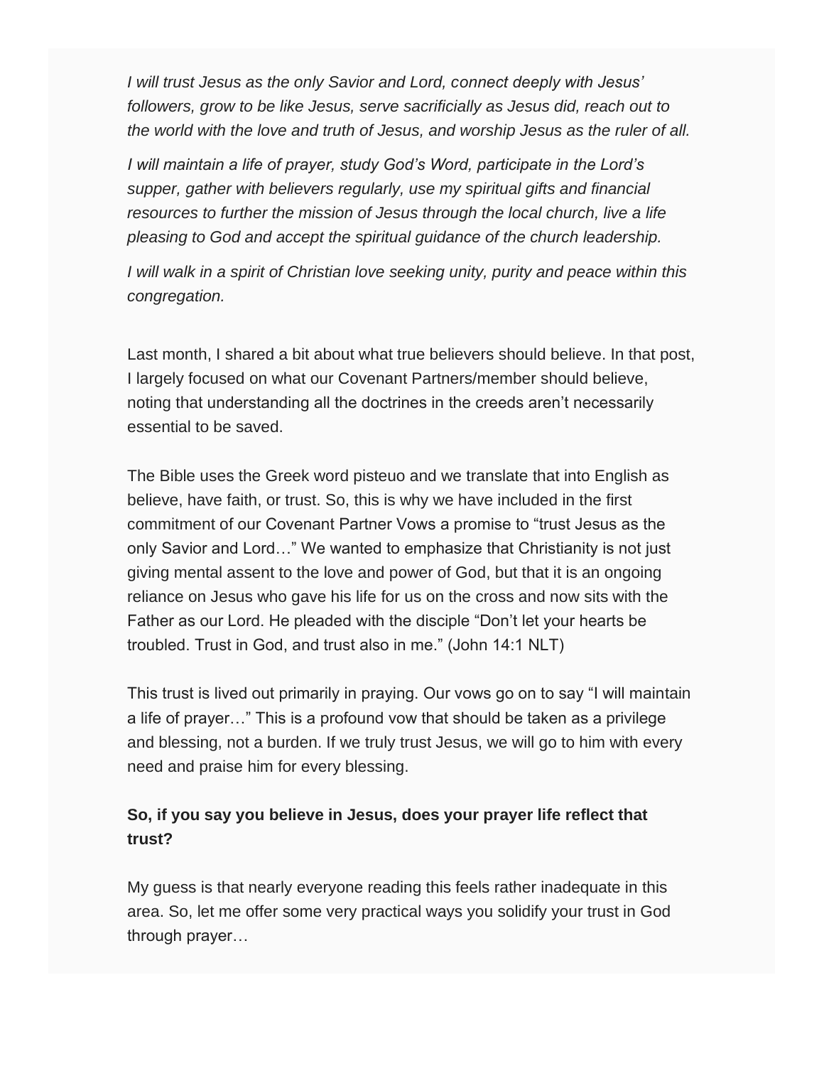*I will trust Jesus as the only Savior and Lord, connect deeply with Jesus' followers, grow to be like Jesus, serve sacrificially as Jesus did, reach out to the world with the love and truth of Jesus, and worship Jesus as the ruler of all.*

*I will maintain a life of prayer, study God's Word, participate in the Lord's supper, gather with believers regularly, use my spiritual gifts and financial resources to further the mission of Jesus through the local church, live a life pleasing to God and accept the spiritual guidance of the church leadership.*

*I will walk in a spirit of Christian love seeking unity, purity and peace within this congregation.*

Last month, I shared a bit about what true believers should believe. In that post, I largely focused on what our Covenant Partners/member should believe, noting that understanding all the doctrines in the creeds aren't necessarily essential to be saved.

The Bible uses the Greek word pisteuo and we translate that into English as believe, have faith, or trust. So, this is why we have included in the first commitment of our Covenant Partner Vows a promise to "trust Jesus as the only Savior and Lord…" We wanted to emphasize that Christianity is not just giving mental assent to the love and power of God, but that it is an ongoing reliance on Jesus who gave his life for us on the cross and now sits with the Father as our Lord. He pleaded with the disciple "Don't let your hearts be troubled. Trust in God, and trust also in me." (John 14:1 NLT)

This trust is lived out primarily in praying. Our vows go on to say "I will maintain a life of prayer…" This is a profound vow that should be taken as a privilege and blessing, not a burden. If we truly trust Jesus, we will go to him with every need and praise him for every blessing.

**So, if you say you believe in Jesus, does your prayer life reflect that trust?**

My guess is that nearly everyone reading this feels rather inadequate in this area. So, let me offer some very practical ways you solidify your trust in God through prayer…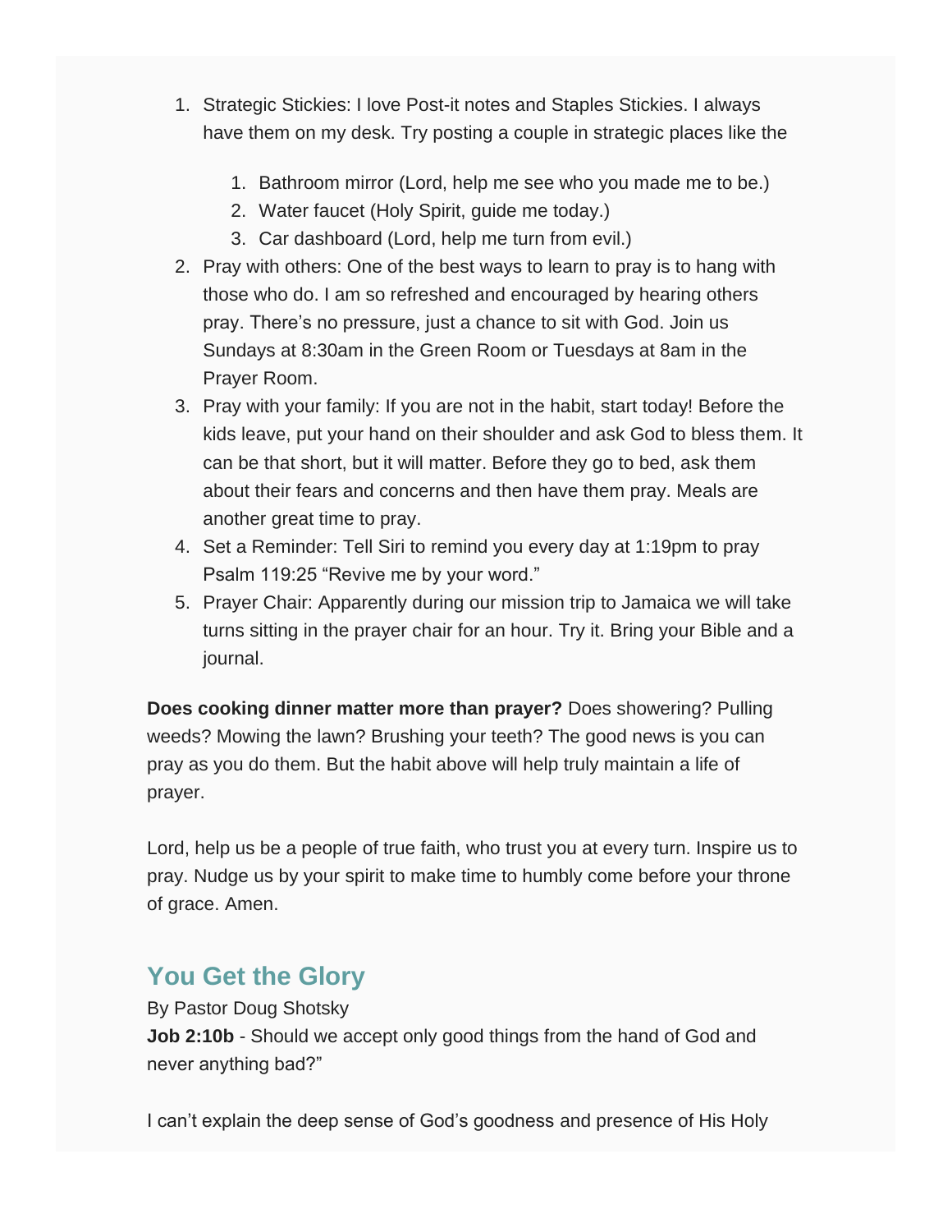1. Strategic Stickies: I love Post-it notes and Staples Stickies. I always have them on my desk. Try posting a couple in strategic places like the
    1. Bathroom mirror (Lord, help me see who you made me to be.)
    2. Water faucet (Holy Spirit, guide me today.)
    3. Car dashboard (Lord, help me turn from evil.)
2. Pray with others: One of the best ways to learn to pray is to hang with those who do. I am so refreshed and encouraged by hearing others pray. There's no pressure, just a chance to sit with God. Join us Sundays at 8:30am in the Green Room or Tuesdays at 8am in the Prayer Room.
3. Pray with your family: If you are not in the habit, start today! Before the kids leave, put your hand on their shoulder and ask God to bless them. It can be that short, but it will matter. Before they go to bed, ask them about their fears and concerns and then have them pray. Meals are another great time to pray.
4. Set a Reminder: Tell Siri to remind you every day at 1:19pm to pray Psalm 119:25 "Revive me by your word."
5. Prayer Chair: Apparently during our mission trip to Jamaica we will take turns sitting in the prayer chair for an hour. Try it. Bring your Bible and a journal.

**Does cooking dinner matter more than prayer?** Does showering? Pulling weeds? Mowing the lawn? Brushing your teeth? The good news is you can pray as you do them. But the habit above will help truly maintain a life of prayer.

Lord, help us be a people of true faith, who trust you at every turn. Inspire us to pray. Nudge us by your spirit to make time to humbly come before your throne of grace. Amen.

## You Get the Glory

By Pastor Doug Shotsky

**Job 2:10b** - Should we accept only good things from the hand of God and never anything bad?"

I can't explain the deep sense of God's goodness and presence of His Holy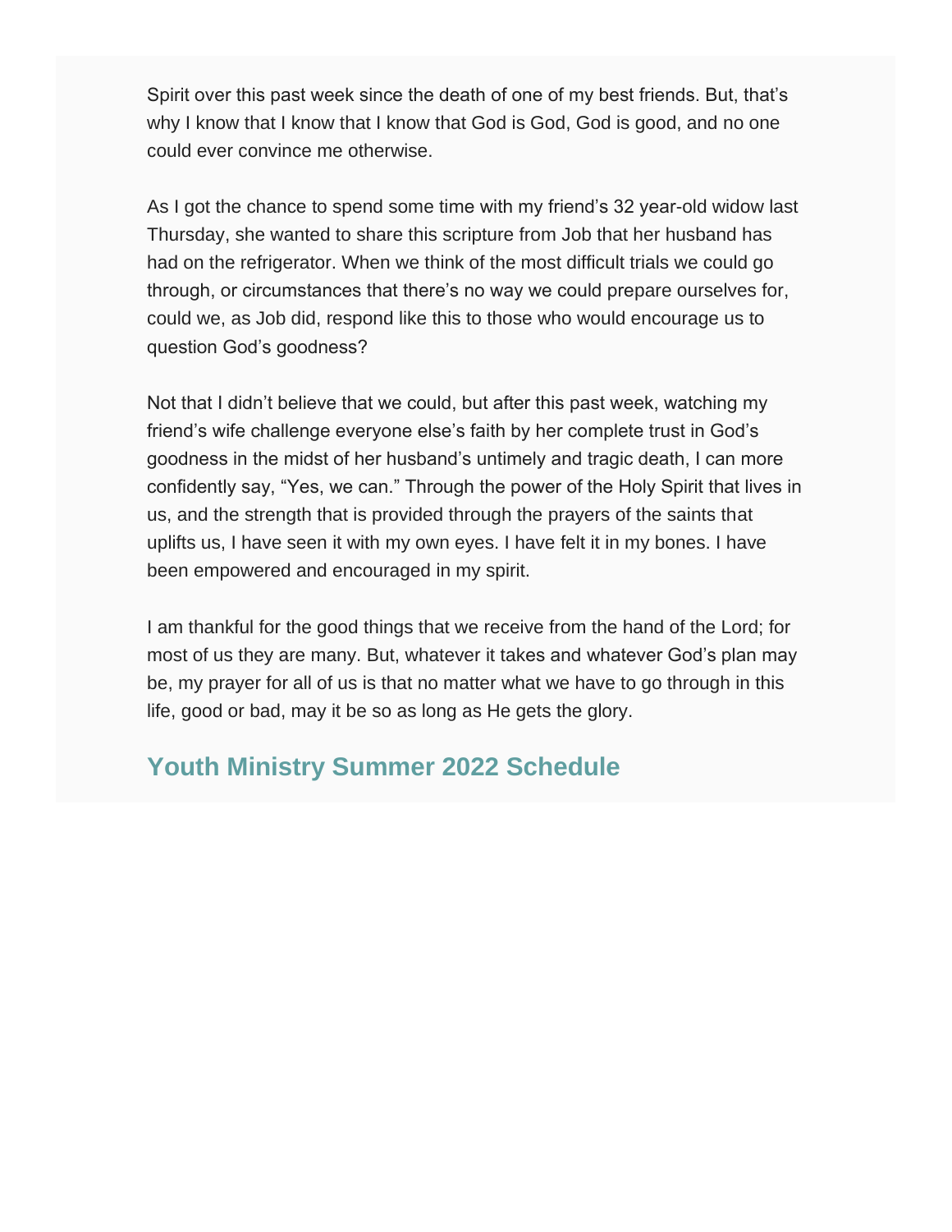Spirit over this past week since the death of one of my best friends. But, that's why I know that I know that I know that God is God, God is good, and no one could ever convince me otherwise.

As I got the chance to spend some time with my friend's 32 year-old widow last Thursday, she wanted to share this scripture from Job that her husband has had on the refrigerator. When we think of the most difficult trials we could go through, or circumstances that there's no way we could prepare ourselves for, could we, as Job did, respond like this to those who would encourage us to question God's goodness?

Not that I didn't believe that we could, but after this past week, watching my friend's wife challenge everyone else's faith by her complete trust in God's goodness in the midst of her husband's untimely and tragic death, I can more confidently say, "Yes, we can." Through the power of the Holy Spirit that lives in us, and the strength that is provided through the prayers of the saints that uplifts us, I have seen it with my own eyes. I have felt it in my bones. I have been empowered and encouraged in my spirit.

I am thankful for the good things that we receive from the hand of the Lord; for most of us they are many. But, whatever it takes and whatever God's plan may be, my prayer for all of us is that no matter what we have to go through in this life, good or bad, may it be so as long as He gets the glory.

## Youth Ministry Summer 2022 Schedule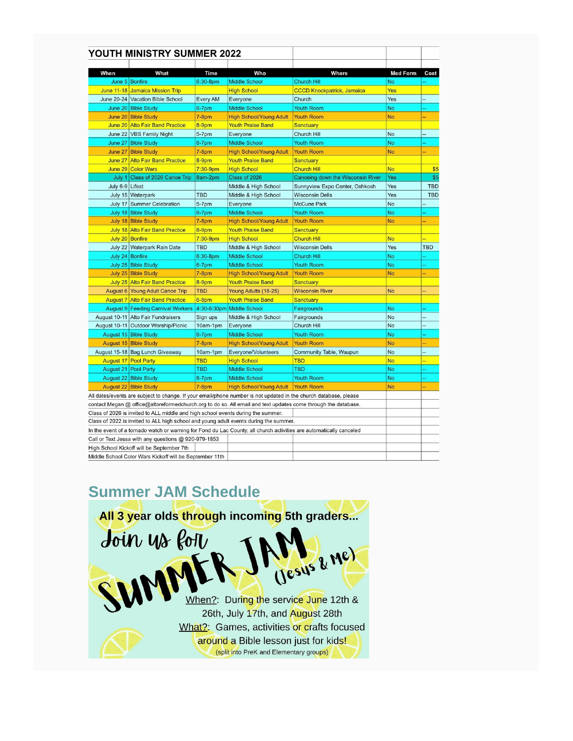## YOUTH MINISTRY SUMMER 2022

| When | What | Time | Who | Where | Med Form | Cost |
|---|---|---|---|---|---|---|
| June 5 | Bonfire | 6:30-8pm | Middle School | Church Hill | No | -- |
| June 11-18 | Jamaica Mission Trip | | High School | CCCD Knockpatrick, Jamaica | Yes | |
| June 20-24 | Vacation Bible School | Every AM | Everyone | Church | Yes | -- |
| June 20 | Bible Study | 6-7pm | Middle School | Youth Room | No | -- |
| June 20 | Bible Study | 7-8pm | High School/Young Adult | Youth Room | No | -- |
| June 20 | Alto Fair Band Practice | 8-9pm | Youth Praise Band | Sanctuary | | |
| June 22 | VBS Family Night | 5-7pm | Everyone | Church Hill | No | -- |
| June 27 | Bible Study | 6-7pm | Middle School | Youth Room | No | -- |
| June 27 | Bible Study | 7-8pm | High School/Young Adult | Youth Room | No | -- |
| June 27 | Alto Fair Band Practice | 8-9pm | Youth Praise Band | Sanctuary | | |
| June 29 | Color Wars | 7:30-9pm | High School | Church Hill | No | $5 |
| July 1 | Class of 2026 Canoe Trip | 8am-2pm | Class of 2026 | Canoeing down the Wisconsin River | Yes | $5 |
| July 6-9 | Lifest | | Middle & High School | Sunnyview Expo Center, Oshkosh | Yes | TBD |
| July 15 | Waterpark | TBD | Middle & High School | Wisconsin Dells | Yes | TBD |
| July 17 | Summer Celebration | 5-7pm | Everyone | McCune Park | No | -- |
| July 18 | Bible Study | 6-7pm | Middle School | Youth Room | No | -- |
| July 18 | Bible Study | 7-8pm | High School/Young Adult | Youth Room | No | -- |
| July 18 | Alto Fair Band Practice | 8-9pm | Youth Praise Band | Sanctuary | | |
| July 20 | Bonfire | 7:30-9pm | High School | Church Hill | No | -- |
| July 22 | Waterpark Rain Date | TBD | Middle & High School | Wisconsin Dells | Yes | TBD |
| July 24 | Bonfire | 6:30-8pm | Middle School | Church Hill | No | -- |
| July 25 | Bible Study | 6-7pm | Middle School | Youth Room | No | -- |
| July 25 | Bible Study | 7-8pm | High School/Young Adult | Youth Room | No | -- |
| July 25 | Alto Fair Band Practice | 8-9pm | Youth Praise Band | Sanctuary | | |
| August 6 | Young Adult Canoe Trip | TBD | Young Adults (18-25) | Wisconsin River | No | -- |
| August 7 | Alto Fair Band Practice | 6-8pm | Youth Praise Band | Sanctuary | | |
| August 9 | Feeding Carnival Workers | 4:30-6:30pm | Middle School | Fairgrounds | No | -- |
| August 10-11 | Alto Fair Fundraisers | Sign ups | Middle & High School | Fairgrounds | No | -- |
| August 10-11 | Outdoor Worship/Picnic | 10am-1pm | Everyone | Church Hill | No | -- |
| August 15 | Bible Study | 6-7pm | Middle School | Youth Room | No | -- |
| August 15 | Bible Study | 7-8pm | High School/Young Adult | Youth Room | No | -- |
| August 15-18 | Bag Lunch Giveaway | 10am-1pm | Everyone/Volunteers | Community Table, Waupun | No | -- |
| August 17 | Pool Party | TBD | High School | TBD | No | -- |
| August 21 | Pool Party | TBD | Middle School | TBD | No | -- |
| August 22 | Bible Study | 6-7pm | Middle School | Youth Room | No | -- |
| August 22 | Bible Study | 7-8pm | High School/Young Adult | Youth Room | No | -- |

All dates/events are subject to change. If your email/phone number is not updated in the church database, please contact Megan @ office@altoreformedchurch.org to do so. All email and text updates come through the database.

Class of 2026 is invited to ALL middle and high school events during the summer.

Class of 2022 is invited to ALL high school and young adult events during the summer.

In the event of a tornado watch or warning for Fond du Lac County, all church activities are automatically canceled

Call or Text Jessa with any questions @ 920-979-1853

High School Kickoff will be September 7th

Middle School Color Wars Kickoff will be September 11th

## Summer JAM Schedule

**All 3 year olds through incoming 5th graders...**

Join us for SUMMER JAM (Jesus & Me)

When?: During the service June 12th & 26th, July 17th, and August 28th

What?: Games, activities or crafts focused around a Bible lesson just for kids!

(split into PreK and Elementary groups)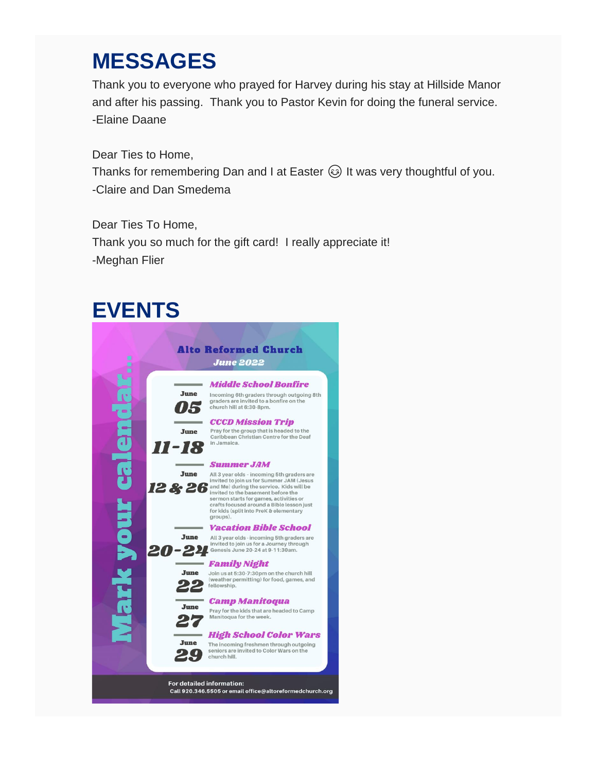# MESSAGES

Thank you to everyone who prayed for Harvey during his stay at Hillside Manor and after his passing. Thank you to Pastor Kevin for doing the funeral service.
-Elaine Daane

Dear Ties to Home,
Thanks for remembering Dan and I at Easter 😊 It was very thoughtful of you.
-Claire and Dan Smedema

Dear Ties To Home,
Thank you so much for the gift card! I really appreciate it!
-Meghan Flier

# EVENTS

**Mark your calendar...**

**Alto Reformed Church**
***June 2022***

**June 05 — *Middle School Bonfire***
Incoming 6th graders through outgoing 8th graders are invited to a bonfire on the church hill at 6:30-8pm.

**June 11-18 — *CCCD Mission Trip***
Pray for the group that is headed to the Caribbean Christian Centre for the Deaf in Jamaica.

**June 12 & 26 — *Summer JAM***
All 3 year olds - incoming 5th graders are invited to join us for Summer JAM (Jesus and Me) during the service. Kids will be invited to the basement before the sermon starts for games, activities or crafts focused around a Bible lesson just for kids (split into PreK & elementary groups).

**June 20-24 — *Vacation Bible School***
All 3 year olds - incoming 5th graders are invited to join us for a Journey through Genesis June 20-24 at 9-11:30am.

**June 22 — *Family Night***
Join us at 5:30-7:30pm on the church hill (weather permitting) for food, games, and fellowship.

**June 27 — *Camp Manitoqua***
Pray for the kids that are headed to Camp Manitoqua for the week.

**June 29 — *High School Color Wars***
The incoming freshmen through outgoing seniors are invited to Color Wars on the church hill.

**For detailed information:**
Call 920.346.5505 or email office@altoreformedchurch.org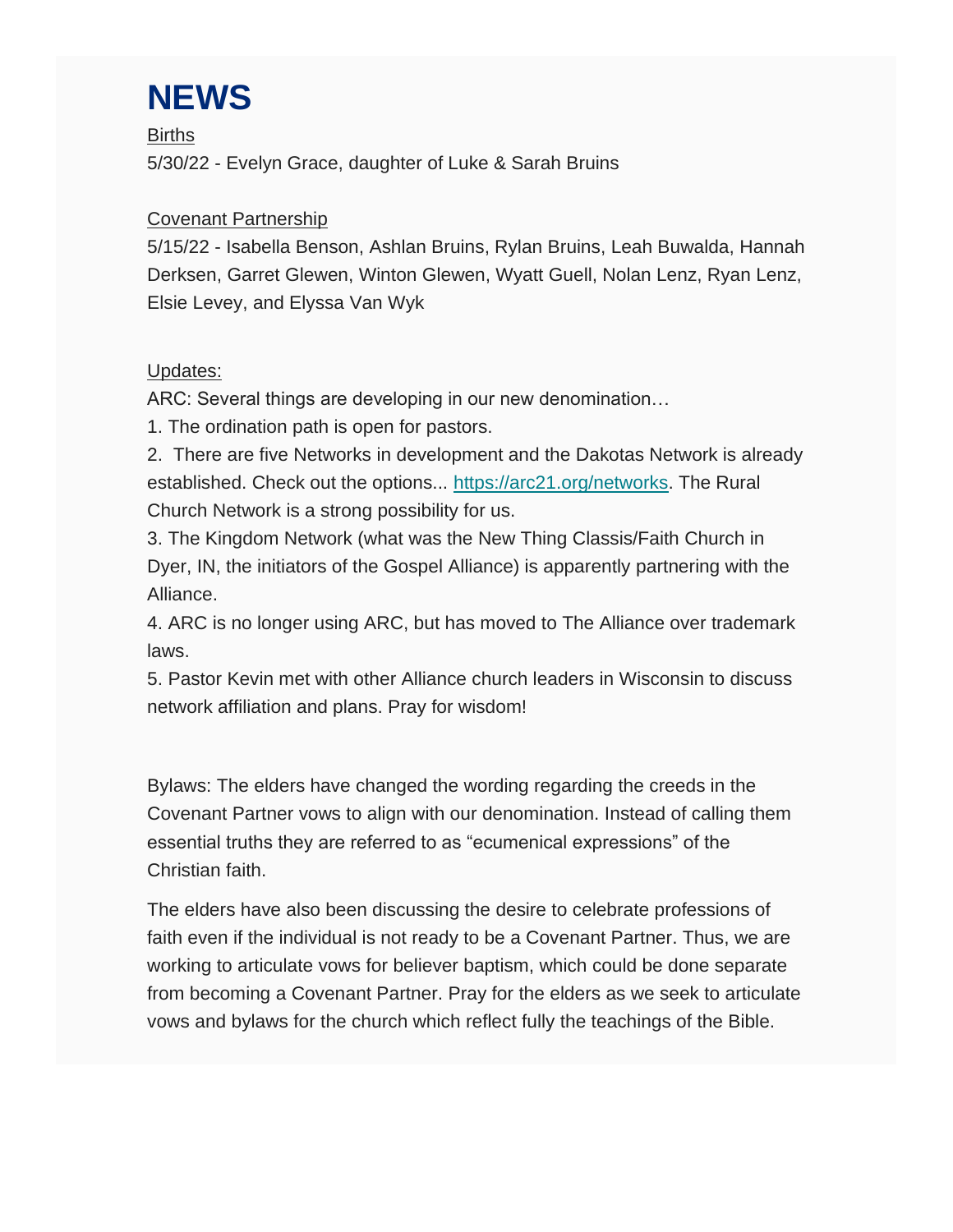# NEWS

Births

5/30/22 - Evelyn Grace, daughter of Luke & Sarah Bruins

Covenant Partnership

5/15/22 - Isabella Benson, Ashlan Bruins, Rylan Bruins, Leah Buwalda, Hannah Derksen, Garret Glewen, Winton Glewen, Wyatt Guell, Nolan Lenz, Ryan Lenz, Elsie Levey, and Elyssa Van Wyk

Updates:

ARC: Several things are developing in our new denomination…

1. The ordination path is open for pastors.
2. There are five Networks in development and the Dakotas Network is already established. Check out the options... [https://arc21.org/networks](https://arc21.org/networks). The Rural Church Network is a strong possibility for us.
3. The Kingdom Network (what was the New Thing Classis/Faith Church in Dyer, IN, the initiators of the Gospel Alliance) is apparently partnering with the Alliance.
4. ARC is no longer using ARC, but has moved to The Alliance over trademark laws.
5. Pastor Kevin met with other Alliance church leaders in Wisconsin to discuss network affiliation and plans. Pray for wisdom!

Bylaws: The elders have changed the wording regarding the creeds in the Covenant Partner vows to align with our denomination. Instead of calling them essential truths they are referred to as "ecumenical expressions" of the Christian faith.

The elders have also been discussing the desire to celebrate professions of faith even if the individual is not ready to be a Covenant Partner. Thus, we are working to articulate vows for believer baptism, which could be done separate from becoming a Covenant Partner. Pray for the elders as we seek to articulate vows and bylaws for the church which reflect fully the teachings of the Bible.